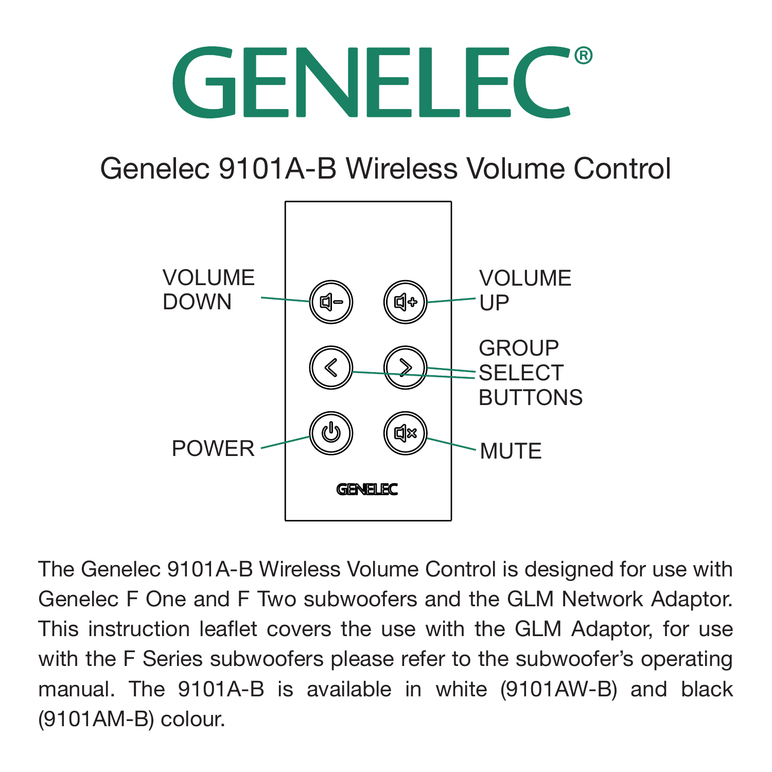# GENELEC®

## Genelec 9101A-B Wireless Volume Control

VOLUME DOWN

VOLUME UP

GROUP SELECT BUTTONS

POWER

MUTE

GENELEC

The Genelec 9101A-B Wireless Volume Control is designed for use with Genelec F One and F Two subwoofers and the GLM Network Adaptor. This instruction leaflet covers the use with the GLM Adaptor, for use with the F Series subwoofers please refer to the subwoofer's operating manual. The 9101A-B is available in white (9101AW-B) and black (9101AM-B) colour.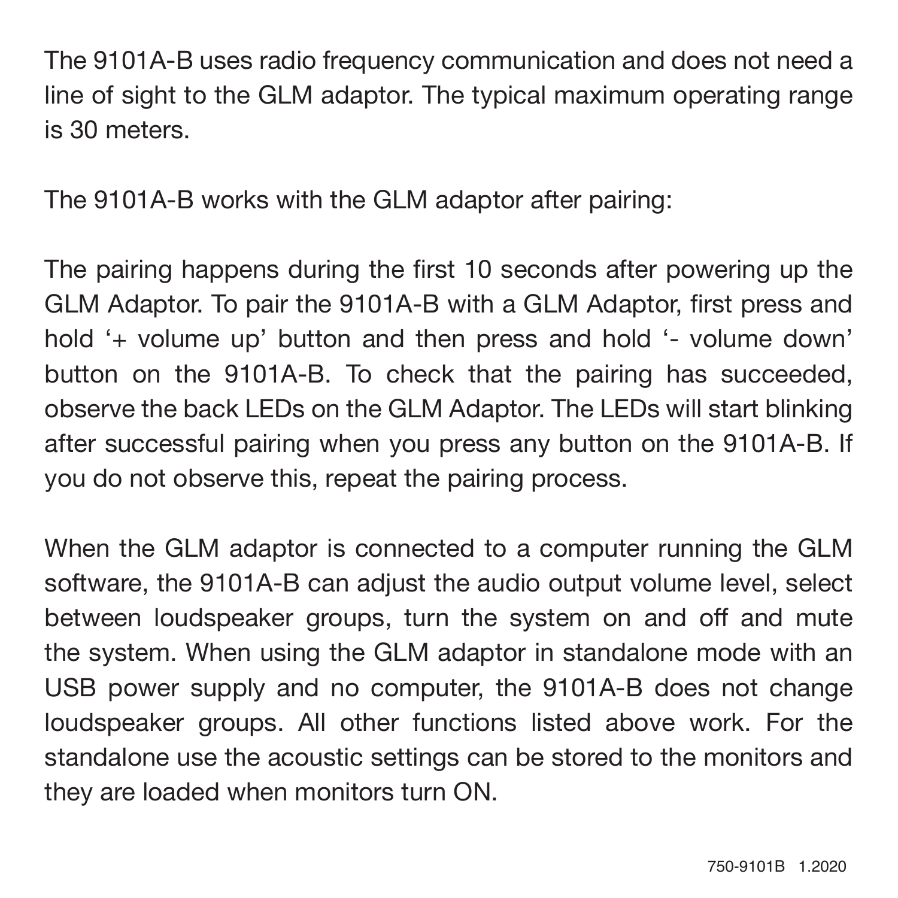The 9101A-B uses radio frequency communication and does not need a line of sight to the GLM adaptor. The typical maximum operating range is 30 meters.

The 9101A-B works with the GLM adaptor after pairing:

The pairing happens during the first 10 seconds after powering up the GLM Adaptor. To pair the 9101A-B with a GLM Adaptor, first press and hold '+ volume up' button and then press and hold '- volume down' button on the 9101A-B. To check that the pairing has succeeded, observe the back LEDs on the GLM Adaptor. The LEDs will start blinking after successful pairing when you press any button on the 9101A-B. If you do not observe this, repeat the pairing process.

When the GLM adaptor is connected to a computer running the GLM software, the 9101A-B can adjust the audio output volume level, select between loudspeaker groups, turn the system on and off and mute the system. When using the GLM adaptor in standalone mode with an USB power supply and no computer, the 9101A-B does not change loudspeaker groups. All other functions listed above work. For the standalone use the acoustic settings can be stored to the monitors and they are loaded when monitors turn ON.

750-9101B 1.2020